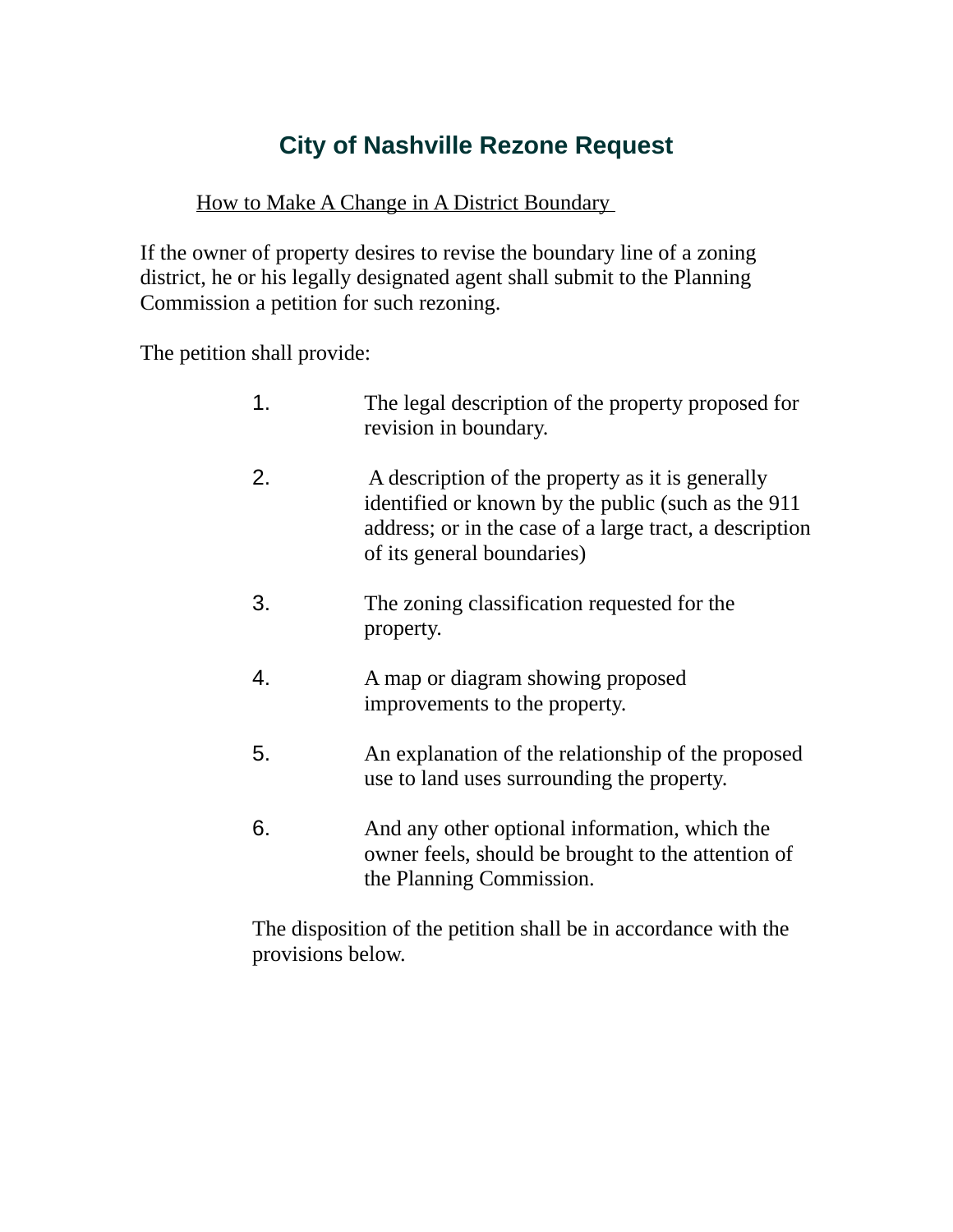# City of Nashville Rezone Request

How to Make A Change in A District Boundary

If the owner of property desires to revise the boundary line of a zoning district, he or his legally designated agent shall submit to the Planning Commission a petition for such rezoning.

The petition shall provide:

1. The legal description of the property proposed for revision in boundary.
2. A description of the property as it is generally identified or known by the public (such as the 911 address; or in the case of a large tract, a description of its general boundaries)
3. The zoning classification requested for the property.
4. A map or diagram showing proposed improvements to the property.
5. An explanation of the relationship of the proposed use to land uses surrounding the property.
6. And any other optional information, which the owner feels, should be brought to the attention of the Planning Commission.

The disposition of the petition shall be in accordance with the provisions below.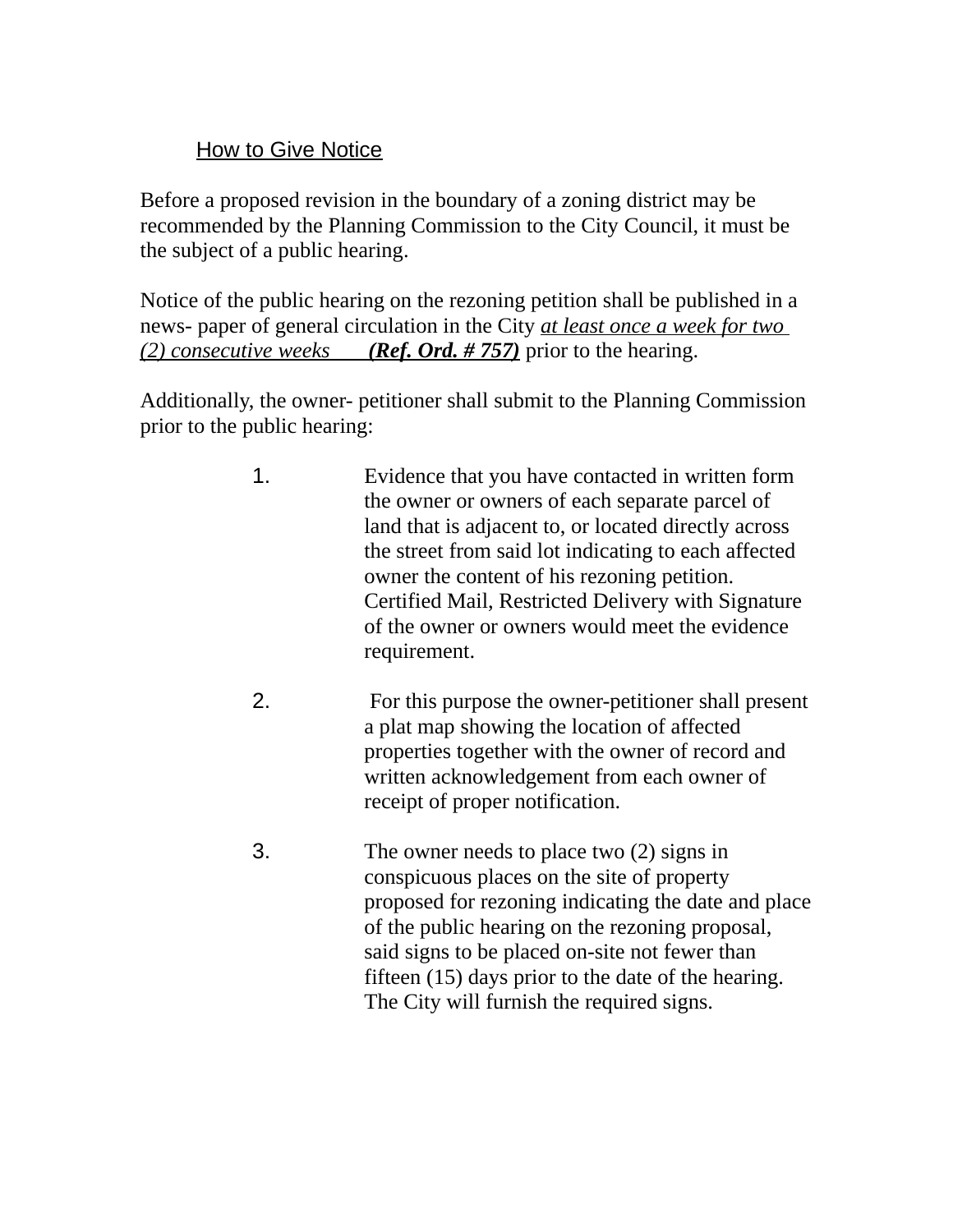## How to Give Notice

Before a proposed revision in the boundary of a zoning district may be recommended by the Planning Commission to the City Council, it must be the subject of a public hearing.

Notice of the public hearing on the rezoning petition shall be published in a news- paper of general circulation in the City *at least once a week for two (2) consecutive weeks* ***(Ref. Ord. # 757)*** prior to the hearing.

Additionally, the owner- petitioner shall submit to the Planning Commission prior to the public hearing:

1. Evidence that you have contacted in written form the owner or owners of each separate parcel of land that is adjacent to, or located directly across the street from said lot indicating to each affected owner the content of his rezoning petition. Certified Mail, Restricted Delivery with Signature of the owner or owners would meet the evidence requirement.

2. For this purpose the owner-petitioner shall present a plat map showing the location of affected properties together with the owner of record and written acknowledgement from each owner of receipt of proper notification.

3. The owner needs to place two (2) signs in conspicuous places on the site of property proposed for rezoning indicating the date and place of the public hearing on the rezoning proposal, said signs to be placed on-site not fewer than fifteen (15) days prior to the date of the hearing. The City will furnish the required signs.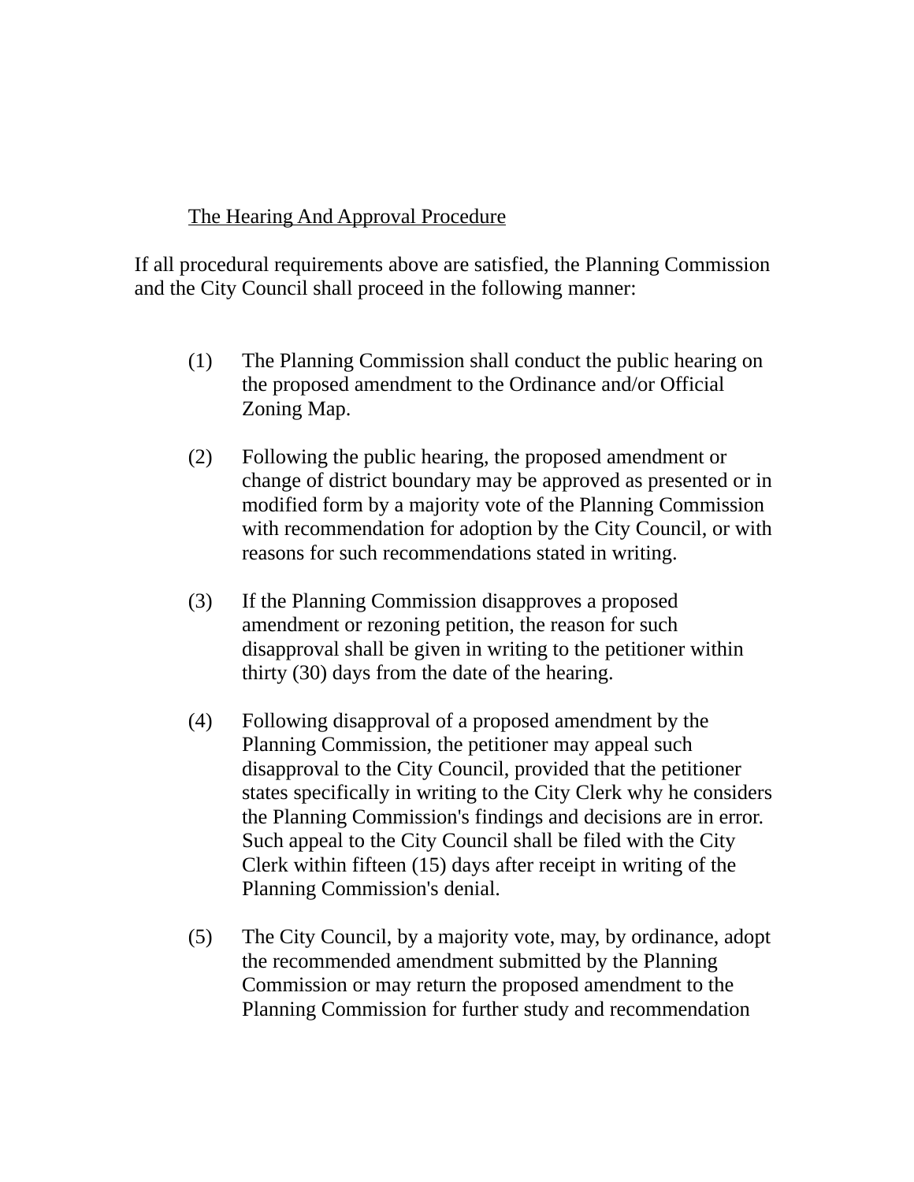<u>The Hearing And Approval Procedure</u>

If all procedural requirements above are satisfied, the Planning Commission and the City Council shall proceed in the following manner:

(1) The Planning Commission shall conduct the public hearing on the proposed amendment to the Ordinance and/or Official Zoning Map.

(2) Following the public hearing, the proposed amendment or change of district boundary may be approved as presented or in modified form by a majority vote of the Planning Commission with recommendation for adoption by the City Council, or with reasons for such recommendations stated in writing.

(3) If the Planning Commission disapproves a proposed amendment or rezoning petition, the reason for such disapproval shall be given in writing to the petitioner within thirty (30) days from the date of the hearing.

(4) Following disapproval of a proposed amendment by the Planning Commission, the petitioner may appeal such disapproval to the City Council, provided that the petitioner states specifically in writing to the City Clerk why he considers the Planning Commission's findings and decisions are in error. Such appeal to the City Council shall be filed with the City Clerk within fifteen (15) days after receipt in writing of the Planning Commission's denial.

(5) The City Council, by a majority vote, may, by ordinance, adopt the recommended amendment submitted by the Planning Commission or may return the proposed amendment to the Planning Commission for further study and recommendation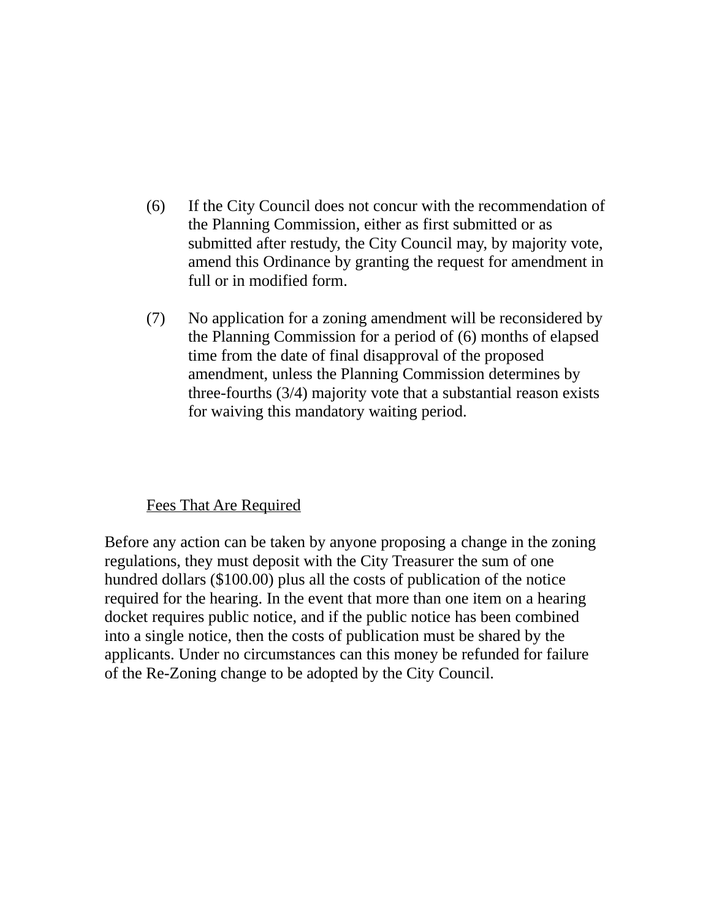(6) If the City Council does not concur with the recommendation of the Planning Commission, either as first submitted or as submitted after restudy, the City Council may, by majority vote, amend this Ordinance by granting the request for amendment in full or in modified form.

(7) No application for a zoning amendment will be reconsidered by the Planning Commission for a period of (6) months of elapsed time from the date of final disapproval of the proposed amendment, unless the Planning Commission determines by three-fourths (3/4) majority vote that a substantial reason exists for waiving this mandatory waiting period.

<u>Fees That Are Required</u>

Before any action can be taken by anyone proposing a change in the zoning regulations, they must deposit with the City Treasurer the sum of one hundred dollars ($100.00) plus all the costs of publication of the notice required for the hearing. In the event that more than one item on a hearing docket requires public notice, and if the public notice has been combined into a single notice, then the costs of publication must be shared by the applicants. Under no circumstances can this money be refunded for failure of the Re-Zoning change to be adopted by the City Council.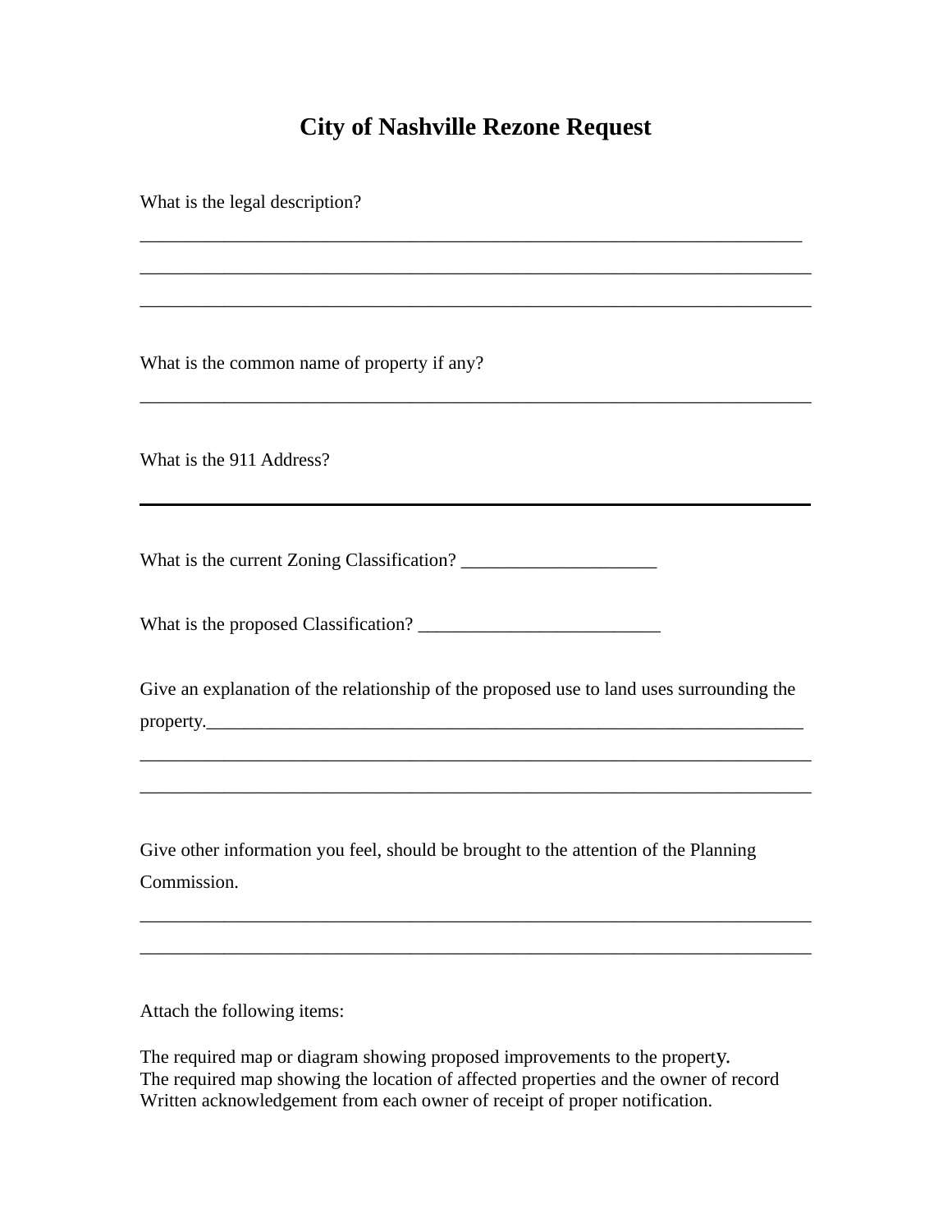# City of Nashville Rezone Request

What is the legal description?

_________________________________________________________________________

__________________________________________________________________________

__________________________________________________________________________

What is the common name of property if any?

__________________________________________________________________________

What is the 911 Address?

__________________________________________________________________________

What is the current Zoning Classification? _____________________

What is the proposed Classification? __________________________

Give an explanation of the relationship of the proposed use to land uses surrounding the property.__________________________________________________________________

__________________________________________________________________________

__________________________________________________________________________

Give other information you feel, should be brought to the attention of the Planning Commission.

__________________________________________________________________________

__________________________________________________________________________

Attach the following items:

The required map or diagram showing proposed improvements to the property.
The required map showing the location of affected properties and the owner of record
Written acknowledgement from each owner of receipt of proper notification.